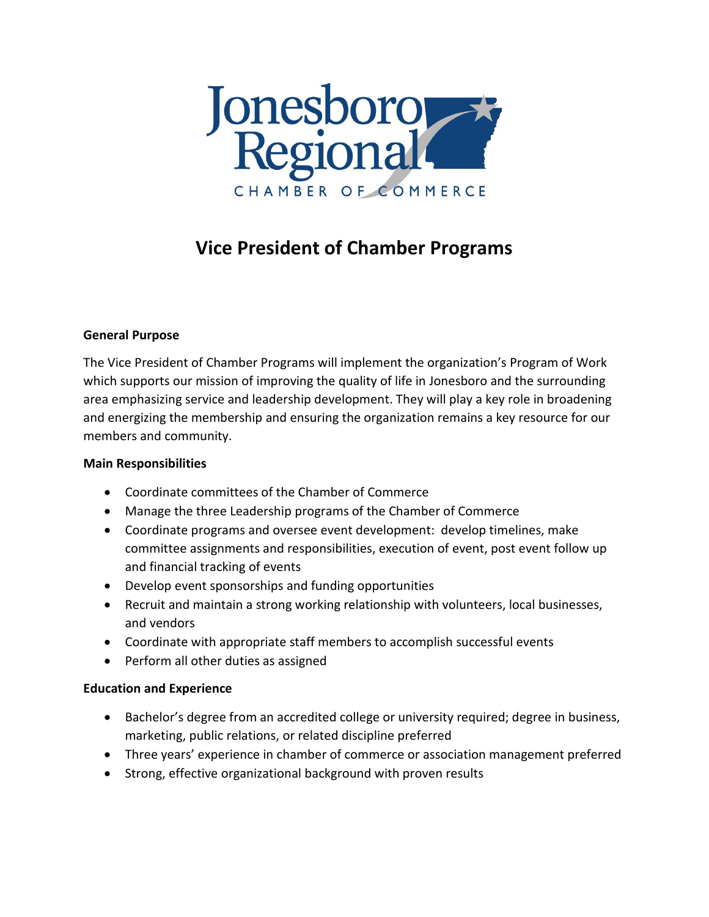Jonesboro Regional

CHAMBER OF COMMERCE

# Vice President of Chamber Programs

**General Purpose**

The Vice President of Chamber Programs will implement the organization's Program of Work which supports our mission of improving the quality of life in Jonesboro and the surrounding area emphasizing service and leadership development. They will play a key role in broadening and energizing the membership and ensuring the organization remains a key resource for our members and community.

**Main Responsibilities**

- Coordinate committees of the Chamber of Commerce
- Manage the three Leadership programs of the Chamber of Commerce
- Coordinate programs and oversee event development: develop timelines, make committee assignments and responsibilities, execution of event, post event follow up and financial tracking of events
- Develop event sponsorships and funding opportunities
- Recruit and maintain a strong working relationship with volunteers, local businesses, and vendors
- Coordinate with appropriate staff members to accomplish successful events
- Perform all other duties as assigned

**Education and Experience**

- Bachelor's degree from an accredited college or university required; degree in business, marketing, public relations, or related discipline preferred
- Three years' experience in chamber of commerce or association management preferred
- Strong, effective organizational background with proven results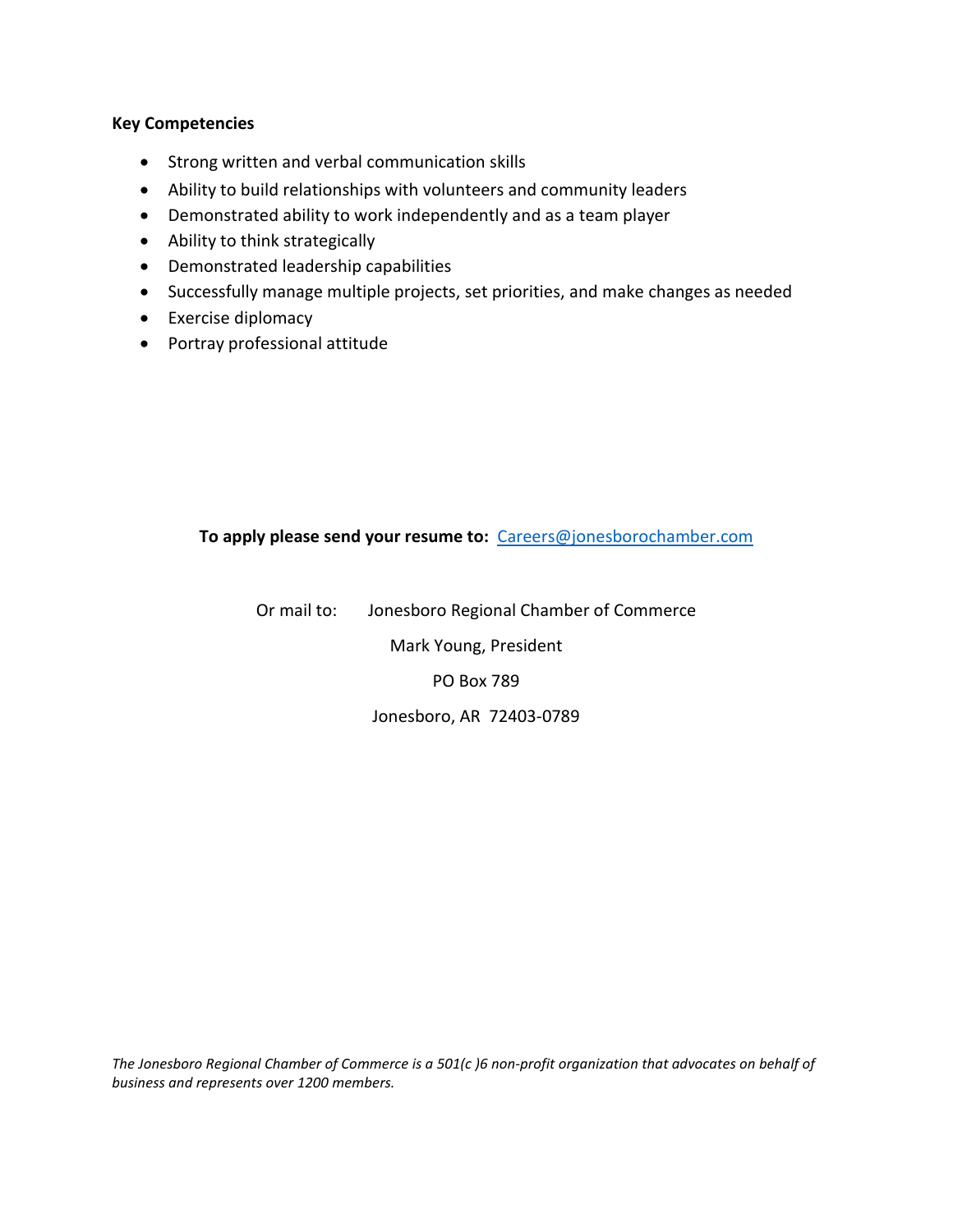**Key Competencies**

- Strong written and verbal communication skills
- Ability to build relationships with volunteers and community leaders
- Demonstrated ability to work independently and as a team player
- Ability to think strategically
- Demonstrated leadership capabilities
- Successfully manage multiple projects, set priorities, and make changes as needed
- Exercise diplomacy
- Portray professional attitude

**To apply please send your resume to:** [Careers@jonesborochamber.com](mailto:Careers@jonesborochamber.com)

Or mail to: Jonesboro Regional Chamber of Commerce

Mark Young, President

PO Box 789

Jonesboro, AR 72403-0789

*The Jonesboro Regional Chamber of Commerce is a 501(c )6 non-profit organization that advocates on behalf of business and represents over 1200 members.*